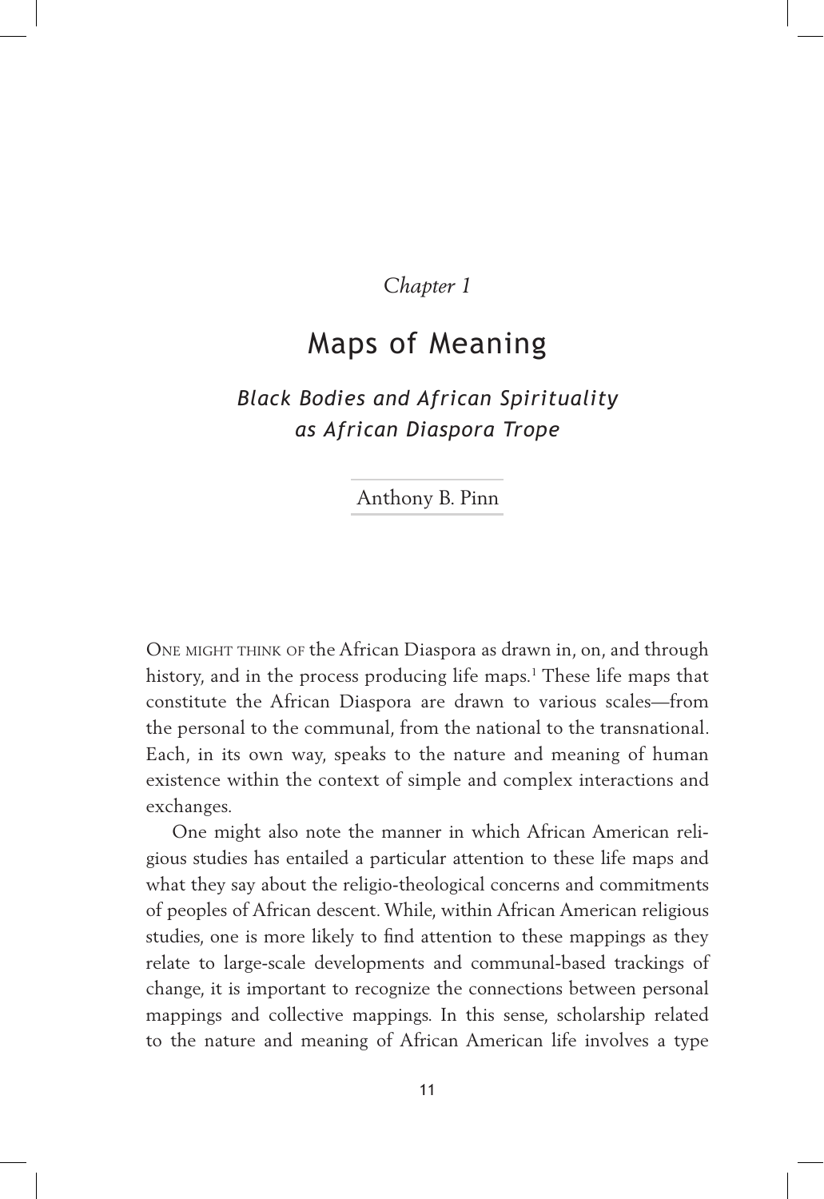*Chapter 1*

# Maps of Meaning

## *Black Bodies and African Spirituality as African Diaspora Trope*

Anthony B. Pinn

One might think of the African Diaspora as drawn in, on, and through history, and in the process producing life maps.[1] These life maps that constitute the African Diaspora are drawn to various scales—from the personal to the communal, from the national to the transnational. Each, in its own way, speaks to the nature and meaning of human existence within the context of simple and complex interactions and exchanges.

One might also note the manner in which African American religious studies has entailed a particular attention to these life maps and what they say about the religio-theological concerns and commitments of peoples of African descent. While, within African American religious studies, one is more likely to find attention to these mappings as they relate to large-scale developments and communal-based trackings of change, it is important to recognize the connections between personal mappings and collective mappings. In this sense, scholarship related to the nature and meaning of African American life involves a type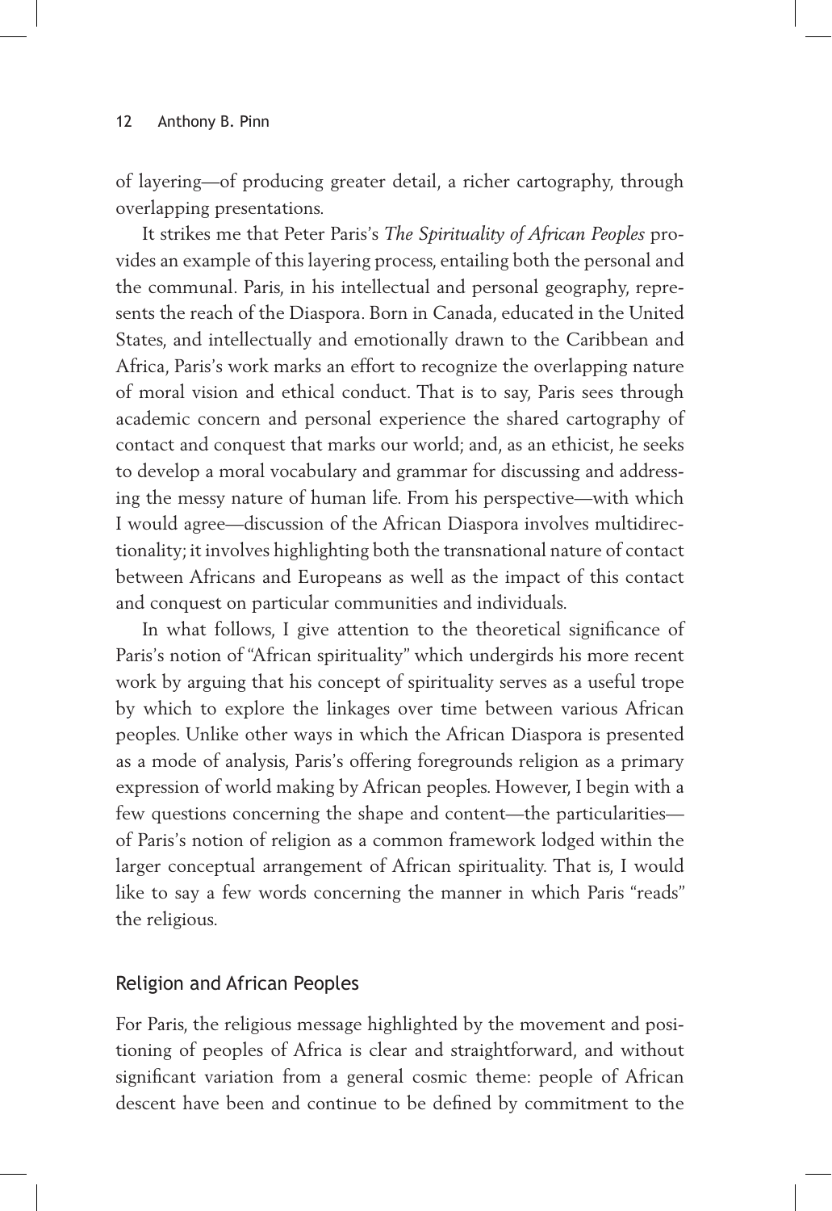of layering—of producing greater detail, a richer cartography, through overlapping presentations.

It strikes me that Peter Paris's *The Spirituality of African Peoples* provides an example of this layering process, entailing both the personal and the communal. Paris, in his intellectual and personal geography, represents the reach of the Diaspora. Born in Canada, educated in the United States, and intellectually and emotionally drawn to the Caribbean and Africa, Paris's work marks an effort to recognize the overlapping nature of moral vision and ethical conduct. That is to say, Paris sees through academic concern and personal experience the shared cartography of contact and conquest that marks our world; and, as an ethicist, he seeks to develop a moral vocabulary and grammar for discussing and addressing the messy nature of human life. From his perspective—with which I would agree—discussion of the African Diaspora involves multidirectionality; it involves highlighting both the transnational nature of contact between Africans and Europeans as well as the impact of this contact and conquest on particular communities and individuals.

In what follows, I give attention to the theoretical significance of Paris's notion of "African spirituality" which undergirds his more recent work by arguing that his concept of spirituality serves as a useful trope by which to explore the linkages over time between various African peoples. Unlike other ways in which the African Diaspora is presented as a mode of analysis, Paris's offering foregrounds religion as a primary expression of world making by African peoples. However, I begin with a few questions concerning the shape and content—the particularities—of Paris's notion of religion as a common framework lodged within the larger conceptual arrangement of African spirituality. That is, I would like to say a few words concerning the manner in which Paris "reads" the religious.

## Religion and African Peoples

For Paris, the religious message highlighted by the movement and positioning of peoples of Africa is clear and straightforward, and without significant variation from a general cosmic theme: people of African descent have been and continue to be defined by commitment to the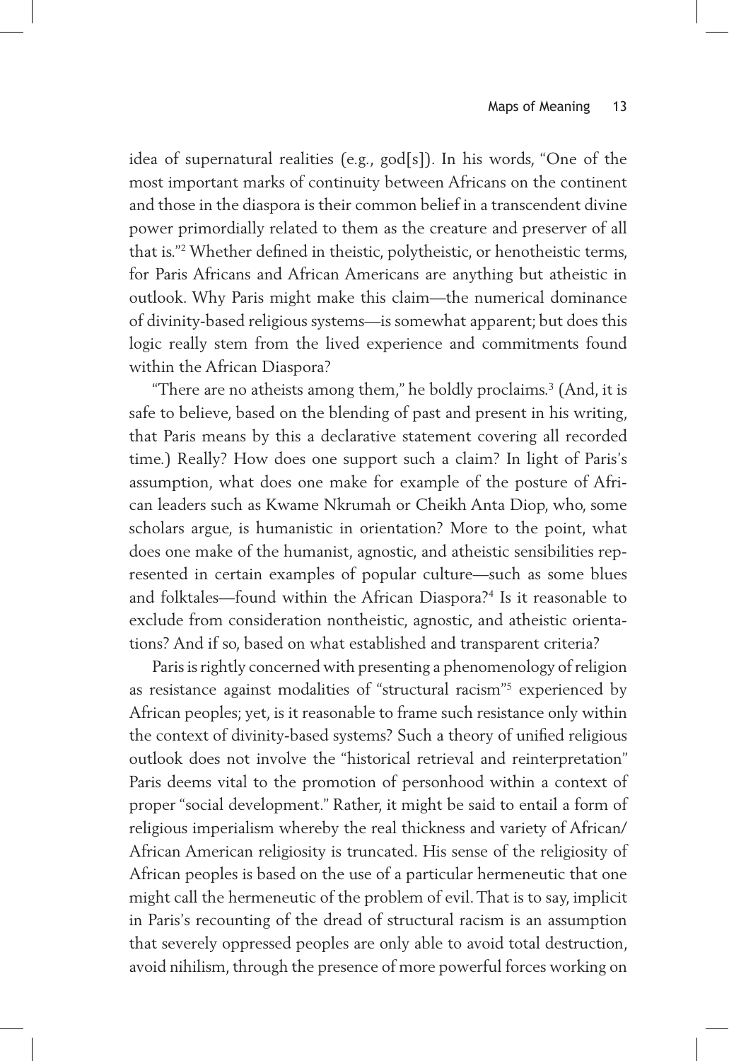idea of supernatural realities (e.g., god[s]). In his words, "One of the most important marks of continuity between Africans on the continent and those in the diaspora is their common belief in a transcendent divine power primordially related to them as the creature and preserver of all that is."[2] Whether defined in theistic, polytheistic, or henotheistic terms, for Paris Africans and African Americans are anything but atheistic in outlook. Why Paris might make this claim—the numerical dominance of divinity-based religious systems—is somewhat apparent; but does this logic really stem from the lived experience and commitments found within the African Diaspora?

"There are no atheists among them," he boldly proclaims.[3] (And, it is safe to believe, based on the blending of past and present in his writing, that Paris means by this a declarative statement covering all recorded time.) Really? How does one support such a claim? In light of Paris's assumption, what does one make for example of the posture of African leaders such as Kwame Nkrumah or Cheikh Anta Diop, who, some scholars argue, is humanistic in orientation? More to the point, what does one make of the humanist, agnostic, and atheistic sensibilities represented in certain examples of popular culture—such as some blues and folktales—found within the African Diaspora?[4] Is it reasonable to exclude from consideration nontheistic, agnostic, and atheistic orientations? And if so, based on what established and transparent criteria?

Paris is rightly concerned with presenting a phenomenology of religion as resistance against modalities of "structural racism"[5] experienced by African peoples; yet, is it reasonable to frame such resistance only within the context of divinity-based systems? Such a theory of unified religious outlook does not involve the "historical retrieval and reinterpretation" Paris deems vital to the promotion of personhood within a context of proper "social development." Rather, it might be said to entail a form of religious imperialism whereby the real thickness and variety of African/African American religiosity is truncated. His sense of the religiosity of African peoples is based on the use of a particular hermeneutic that one might call the hermeneutic of the problem of evil. That is to say, implicit in Paris's recounting of the dread of structural racism is an assumption that severely oppressed peoples are only able to avoid total destruction, avoid nihilism, through the presence of more powerful forces working on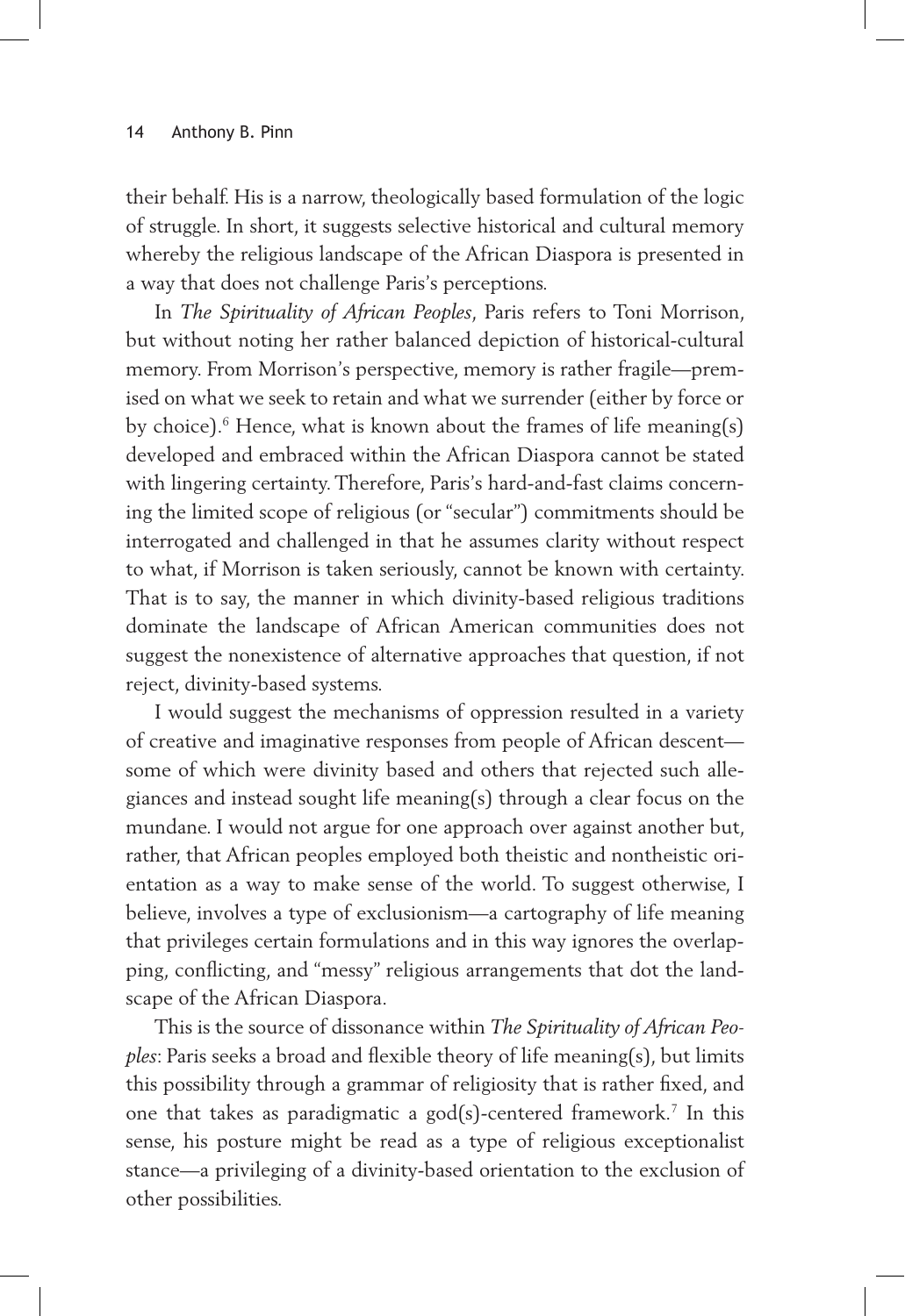their behalf. His is a narrow, theologically based formulation of the logic of struggle. In short, it suggests selective historical and cultural memory whereby the religious landscape of the African Diaspora is presented in a way that does not challenge Paris's perceptions.

In *The Spirituality of African Peoples*, Paris refers to Toni Morrison, but without noting her rather balanced depiction of historical-cultural memory. From Morrison's perspective, memory is rather fragile—premised on what we seek to retain and what we surrender (either by force or by choice).[6] Hence, what is known about the frames of life meaning(s) developed and embraced within the African Diaspora cannot be stated with lingering certainty. Therefore, Paris's hard-and-fast claims concerning the limited scope of religious (or "secular") commitments should be interrogated and challenged in that he assumes clarity without respect to what, if Morrison is taken seriously, cannot be known with certainty. That is to say, the manner in which divinity-based religious traditions dominate the landscape of African American communities does not suggest the nonexistence of alternative approaches that question, if not reject, divinity-based systems.

I would suggest the mechanisms of oppression resulted in a variety of creative and imaginative responses from people of African descent—some of which were divinity based and others that rejected such allegiances and instead sought life meaning(s) through a clear focus on the mundane. I would not argue for one approach over against another but, rather, that African peoples employed both theistic and nontheistic orientation as a way to make sense of the world. To suggest otherwise, I believe, involves a type of exclusionism—a cartography of life meaning that privileges certain formulations and in this way ignores the overlapping, conflicting, and "messy" religious arrangements that dot the landscape of the African Diaspora.

This is the source of dissonance within *The Spirituality of African Peoples*: Paris seeks a broad and flexible theory of life meaning(s), but limits this possibility through a grammar of religiosity that is rather fixed, and one that takes as paradigmatic a god(s)-centered framework.[7] In this sense, his posture might be read as a type of religious exceptionalist stance—a privileging of a divinity-based orientation to the exclusion of other possibilities.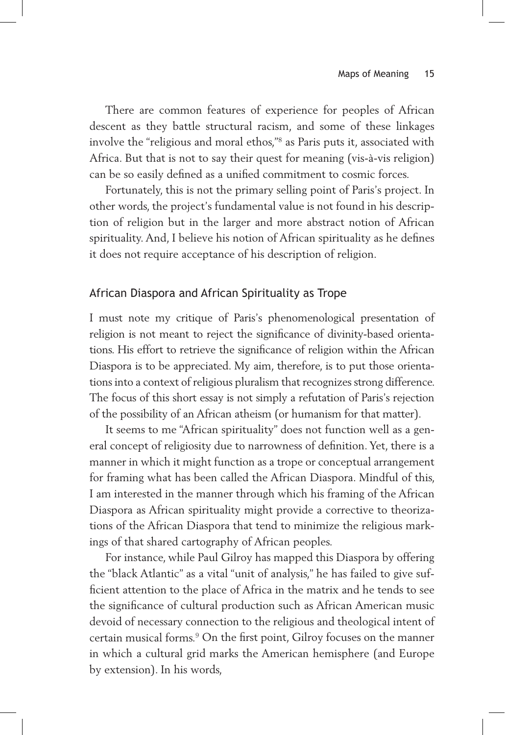There are common features of experience for peoples of African descent as they battle structural racism, and some of these linkages involve the "religious and moral ethos,"[8] as Paris puts it, associated with Africa. But that is not to say their quest for meaning (vis-à-vis religion) can be so easily defined as a unified commitment to cosmic forces.

Fortunately, this is not the primary selling point of Paris's project. In other words, the project's fundamental value is not found in his description of religion but in the larger and more abstract notion of African spirituality. And, I believe his notion of African spirituality as he defines it does not require acceptance of his description of religion.

## African Diaspora and African Spirituality as Trope

I must note my critique of Paris's phenomenological presentation of religion is not meant to reject the significance of divinity-based orientations. His effort to retrieve the significance of religion within the African Diaspora is to be appreciated. My aim, therefore, is to put those orientations into a context of religious pluralism that recognizes strong difference. The focus of this short essay is not simply a refutation of Paris's rejection of the possibility of an African atheism (or humanism for that matter).

It seems to me "African spirituality" does not function well as a general concept of religiosity due to narrowness of definition. Yet, there is a manner in which it might function as a trope or conceptual arrangement for framing what has been called the African Diaspora. Mindful of this, I am interested in the manner through which his framing of the African Diaspora as African spirituality might provide a corrective to theorizations of the African Diaspora that tend to minimize the religious markings of that shared cartography of African peoples.

For instance, while Paul Gilroy has mapped this Diaspora by offering the "black Atlantic" as a vital "unit of analysis," he has failed to give sufficient attention to the place of Africa in the matrix and he tends to see the significance of cultural production such as African American music devoid of necessary connection to the religious and theological intent of certain musical forms.[9] On the first point, Gilroy focuses on the manner in which a cultural grid marks the American hemisphere (and Europe by extension). In his words,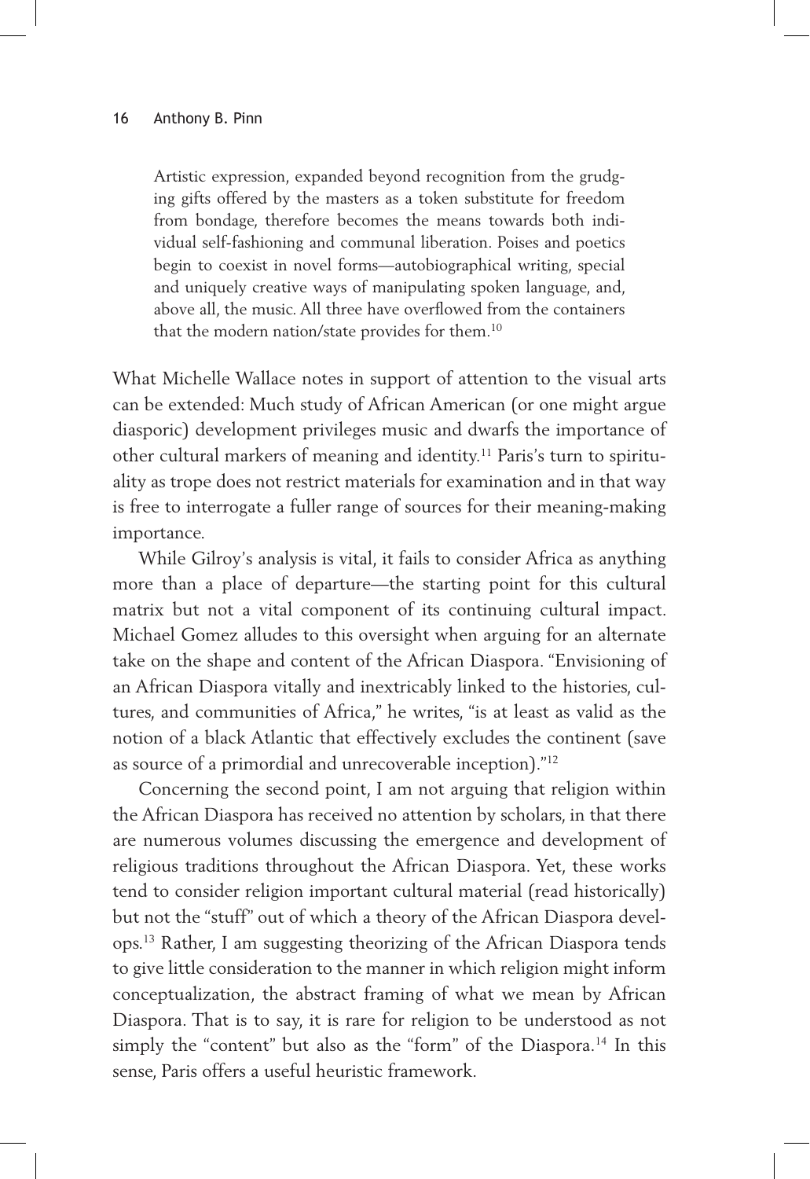> Artistic expression, expanded beyond recognition from the grudging gifts offered by the masters as a token substitute for freedom from bondage, therefore becomes the means towards both individual self-fashioning and communal liberation. Poises and poetics begin to coexist in novel forms—autobiographical writing, special and uniquely creative ways of manipulating spoken language, and, above all, the music. All three have overflowed from the containers that the modern nation/state provides for them.[10]

What Michelle Wallace notes in support of attention to the visual arts can be extended: Much study of African American (or one might argue diasporic) development privileges music and dwarfs the importance of other cultural markers of meaning and identity.[11] Paris's turn to spirituality as trope does not restrict materials for examination and in that way is free to interrogate a fuller range of sources for their meaning-making importance.

While Gilroy's analysis is vital, it fails to consider Africa as anything more than a place of departure—the starting point for this cultural matrix but not a vital component of its continuing cultural impact. Michael Gomez alludes to this oversight when arguing for an alternate take on the shape and content of the African Diaspora. "Envisioning of an African Diaspora vitally and inextricably linked to the histories, cultures, and communities of Africa," he writes, "is at least as valid as the notion of a black Atlantic that effectively excludes the continent (save as source of a primordial and unrecoverable inception)."[12]

Concerning the second point, I am not arguing that religion within the African Diaspora has received no attention by scholars, in that there are numerous volumes discussing the emergence and development of religious traditions throughout the African Diaspora. Yet, these works tend to consider religion important cultural material (read historically) but not the "stuff" out of which a theory of the African Diaspora develops.[13] Rather, I am suggesting theorizing of the African Diaspora tends to give little consideration to the manner in which religion might inform conceptualization, the abstract framing of what we mean by African Diaspora. That is to say, it is rare for religion to be understood as not simply the "content" but also as the "form" of the Diaspora.[14] In this sense, Paris offers a useful heuristic framework.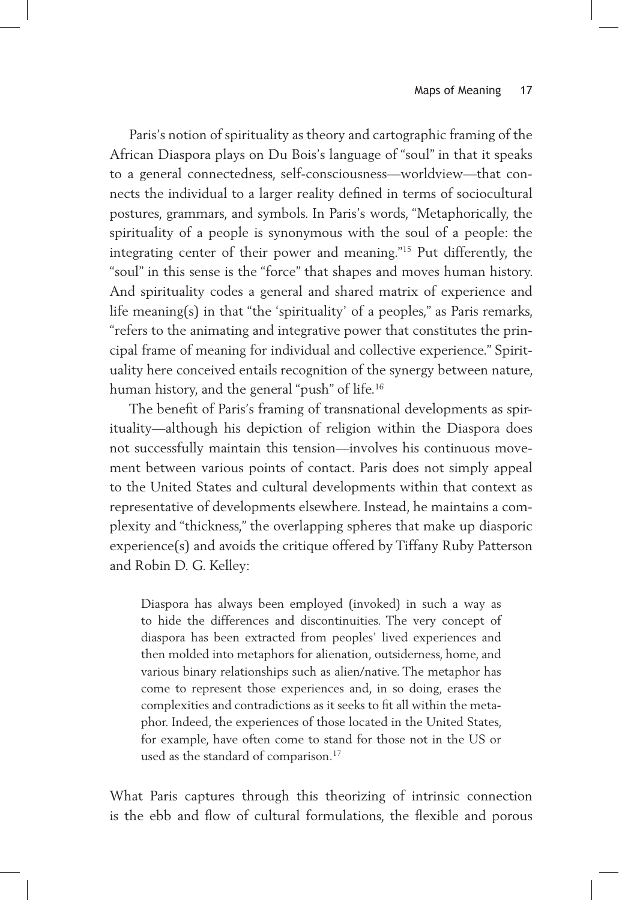Paris's notion of spirituality as theory and cartographic framing of the African Diaspora plays on Du Bois's language of "soul" in that it speaks to a general connectedness, self-consciousness—worldview—that connects the individual to a larger reality defined in terms of sociocultural postures, grammars, and symbols. In Paris's words, "Metaphorically, the spirituality of a people is synonymous with the soul of a people: the integrating center of their power and meaning."[15] Put differently, the "soul" in this sense is the "force" that shapes and moves human history. And spirituality codes a general and shared matrix of experience and life meaning(s) in that "the 'spirituality' of a peoples," as Paris remarks, "refers to the animating and integrative power that constitutes the principal frame of meaning for individual and collective experience." Spirituality here conceived entails recognition of the synergy between nature, human history, and the general "push" of life.[16]

The benefit of Paris's framing of transnational developments as spirituality—although his depiction of religion within the Diaspora does not successfully maintain this tension—involves his continuous movement between various points of contact. Paris does not simply appeal to the United States and cultural developments within that context as representative of developments elsewhere. Instead, he maintains a complexity and "thickness," the overlapping spheres that make up diasporic experience(s) and avoids the critique offered by Tiffany Ruby Patterson and Robin D. G. Kelley:

> Diaspora has always been employed (invoked) in such a way as to hide the differences and discontinuities. The very concept of diaspora has been extracted from peoples' lived experiences and then molded into metaphors for alienation, outsiderness, home, and various binary relationships such as alien/native. The metaphor has come to represent those experiences and, in so doing, erases the complexities and contradictions as it seeks to fit all within the metaphor. Indeed, the experiences of those located in the United States, for example, have often come to stand for those not in the US or used as the standard of comparison.[17]

What Paris captures through this theorizing of intrinsic connection is the ebb and flow of cultural formulations, the flexible and porous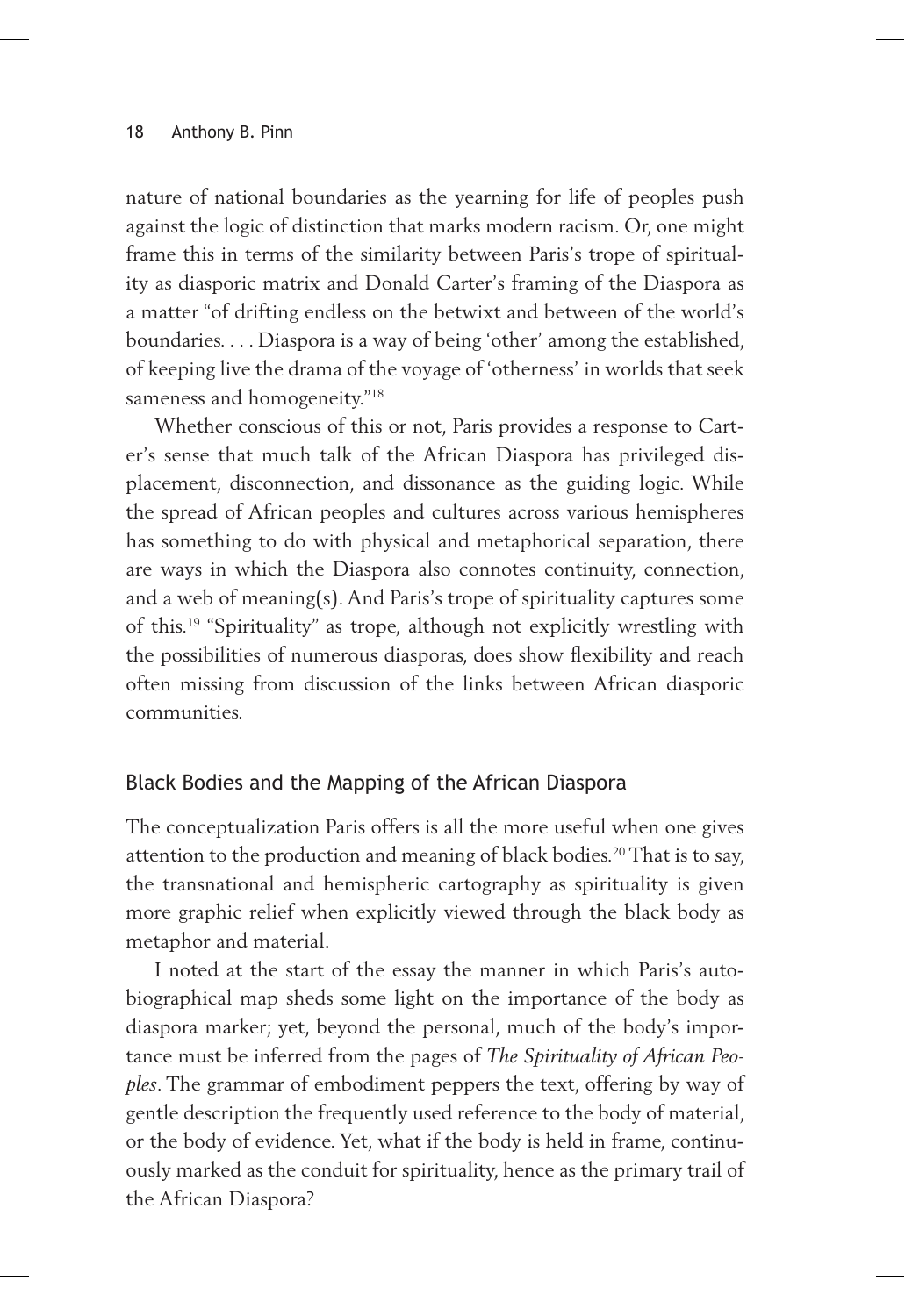nature of national boundaries as the yearning for life of peoples push against the logic of distinction that marks modern racism. Or, one might frame this in terms of the similarity between Paris's trope of spirituality as diasporic matrix and Donald Carter's framing of the Diaspora as a matter "of drifting endless on the betwixt and between of the world's boundaries. . . . Diaspora is a way of being 'other' among the established, of keeping live the drama of the voyage of 'otherness' in worlds that seek sameness and homogeneity."[18]

Whether conscious of this or not, Paris provides a response to Carter's sense that much talk of the African Diaspora has privileged displacement, disconnection, and dissonance as the guiding logic. While the spread of African peoples and cultures across various hemispheres has something to do with physical and metaphorical separation, there are ways in which the Diaspora also connotes continuity, connection, and a web of meaning(s). And Paris's trope of spirituality captures some of this.[19] "Spirituality" as trope, although not explicitly wrestling with the possibilities of numerous diasporas, does show flexibility and reach often missing from discussion of the links between African diasporic communities.

## Black Bodies and the Mapping of the African Diaspora

The conceptualization Paris offers is all the more useful when one gives attention to the production and meaning of black bodies.[20] That is to say, the transnational and hemispheric cartography as spirituality is given more graphic relief when explicitly viewed through the black body as metaphor and material.

I noted at the start of the essay the manner in which Paris's autobiographical map sheds some light on the importance of the body as diaspora marker; yet, beyond the personal, much of the body's importance must be inferred from the pages of *The Spirituality of African Peoples*. The grammar of embodiment peppers the text, offering by way of gentle description the frequently used reference to the body of material, or the body of evidence. Yet, what if the body is held in frame, continuously marked as the conduit for spirituality, hence as the primary trail of the African Diaspora?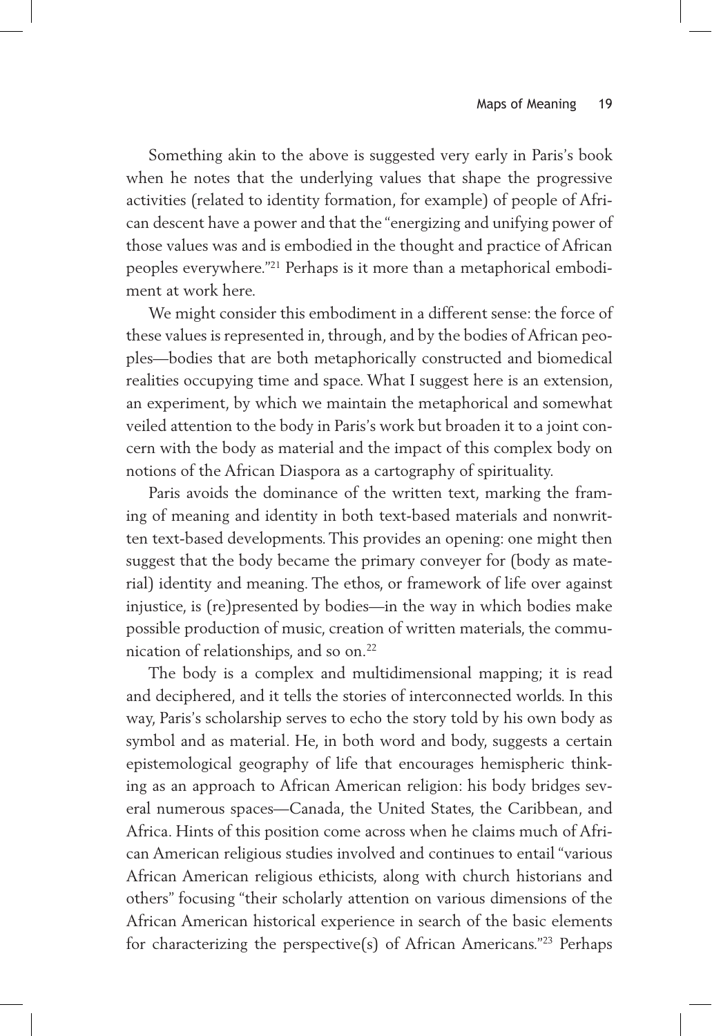Something akin to the above is suggested very early in Paris's book when he notes that the underlying values that shape the progressive activities (related to identity formation, for example) of people of African descent have a power and that the "energizing and unifying power of those values was and is embodied in the thought and practice of African peoples everywhere."[21] Perhaps is it more than a metaphorical embodiment at work here.

We might consider this embodiment in a different sense: the force of these values is represented in, through, and by the bodies of African peoples—bodies that are both metaphorically constructed and biomedical realities occupying time and space. What I suggest here is an extension, an experiment, by which we maintain the metaphorical and somewhat veiled attention to the body in Paris's work but broaden it to a joint concern with the body as material and the impact of this complex body on notions of the African Diaspora as a cartography of spirituality.

Paris avoids the dominance of the written text, marking the framing of meaning and identity in both text-based materials and nonwritten text-based developments. This provides an opening: one might then suggest that the body became the primary conveyer for (body as material) identity and meaning. The ethos, or framework of life over against injustice, is (re)presented by bodies—in the way in which bodies make possible production of music, creation of written materials, the communication of relationships, and so on.[22]

The body is a complex and multidimensional mapping; it is read and deciphered, and it tells the stories of interconnected worlds. In this way, Paris's scholarship serves to echo the story told by his own body as symbol and as material. He, in both word and body, suggests a certain epistemological geography of life that encourages hemispheric thinking as an approach to African American religion: his body bridges several numerous spaces—Canada, the United States, the Caribbean, and Africa. Hints of this position come across when he claims much of African American religious studies involved and continues to entail "various African American religious ethicists, along with church historians and others" focusing "their scholarly attention on various dimensions of the African American historical experience in search of the basic elements for characterizing the perspective(s) of African Americans."[23] Perhaps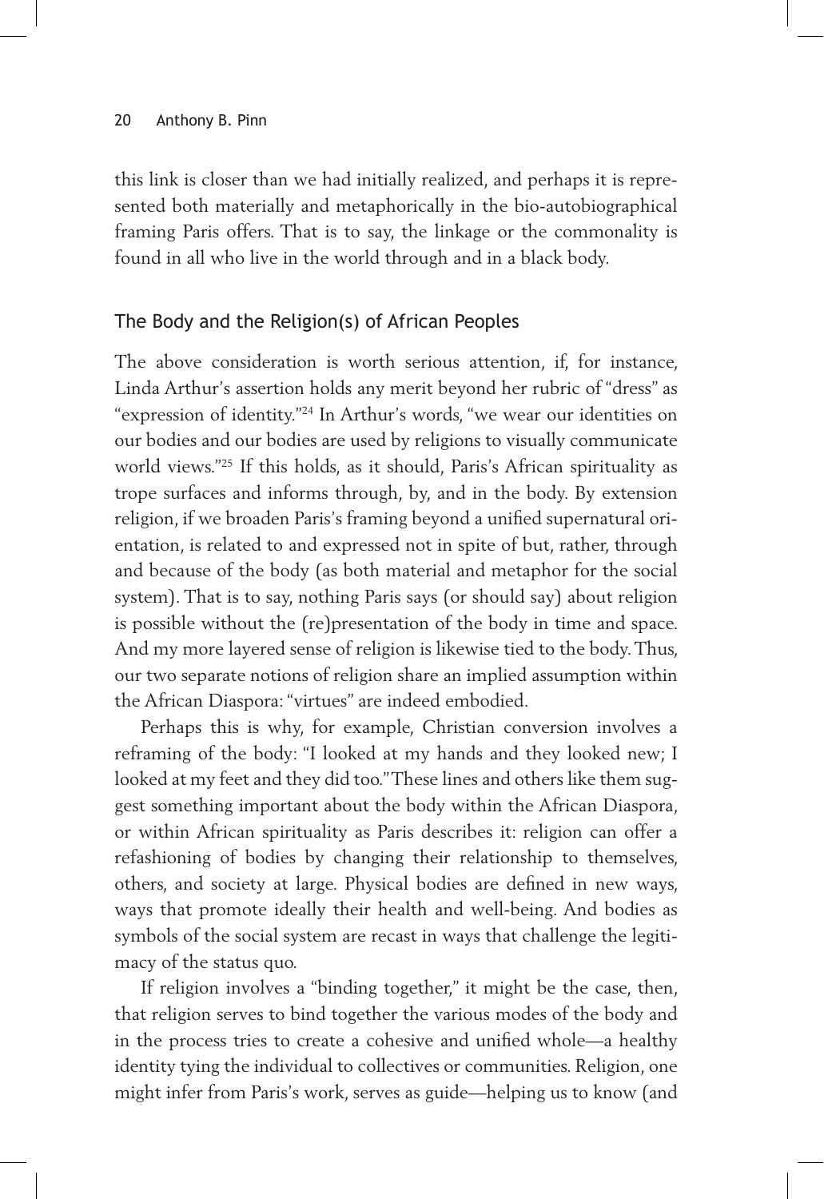this link is closer than we had initially realized, and perhaps it is represented both materially and metaphorically in the bio-autobiographical framing Paris offers. That is to say, the linkage or the commonality is found in all who live in the world through and in a black body.

## The Body and the Religion(s) of African Peoples

The above consideration is worth serious attention, if, for instance, Linda Arthur's assertion holds any merit beyond her rubric of "dress" as "expression of identity."[24] In Arthur's words, "we wear our identities on our bodies and our bodies are used by religions to visually communicate world views."[25] If this holds, as it should, Paris's African spirituality as trope surfaces and informs through, by, and in the body. By extension religion, if we broaden Paris's framing beyond a unified supernatural orientation, is related to and expressed not in spite of but, rather, through and because of the body (as both material and metaphor for the social system). That is to say, nothing Paris says (or should say) about religion is possible without the (re)presentation of the body in time and space. And my more layered sense of religion is likewise tied to the body. Thus, our two separate notions of religion share an implied assumption within the African Diaspora: "virtues" are indeed embodied.

Perhaps this is why, for example, Christian conversion involves a reframing of the body: "I looked at my hands and they looked new; I looked at my feet and they did too." These lines and others like them suggest something important about the body within the African Diaspora, or within African spirituality as Paris describes it: religion can offer a refashioning of bodies by changing their relationship to themselves, others, and society at large. Physical bodies are defined in new ways, ways that promote ideally their health and well-being. And bodies as symbols of the social system are recast in ways that challenge the legitimacy of the status quo.

If religion involves a "binding together," it might be the case, then, that religion serves to bind together the various modes of the body and in the process tries to create a cohesive and unified whole—a healthy identity tying the individual to collectives or communities. Religion, one might infer from Paris's work, serves as guide—helping us to know (and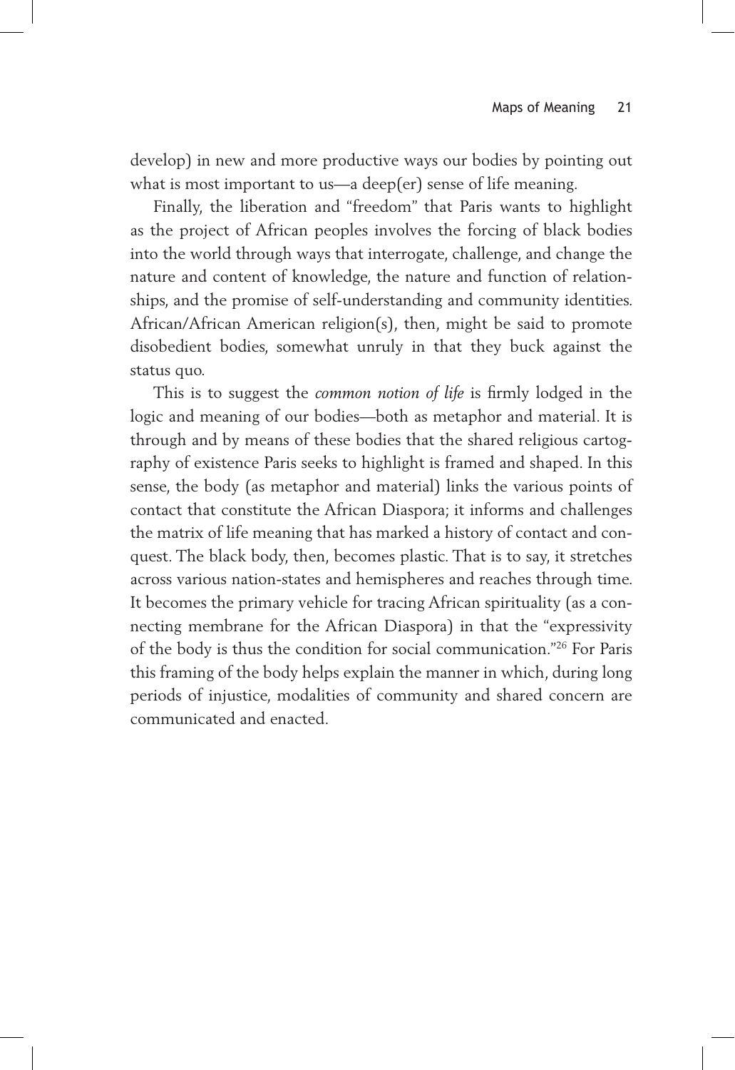develop) in new and more productive ways our bodies by pointing out what is most important to us—a deep(er) sense of life meaning.

Finally, the liberation and "freedom" that Paris wants to highlight as the project of African peoples involves the forcing of black bodies into the world through ways that interrogate, challenge, and change the nature and content of knowledge, the nature and function of relationships, and the promise of self-understanding and community identities. African/African American religion(s), then, might be said to promote disobedient bodies, somewhat unruly in that they buck against the status quo.

This is to suggest the *common notion of life* is firmly lodged in the logic and meaning of our bodies—both as metaphor and material. It is through and by means of these bodies that the shared religious cartography of existence Paris seeks to highlight is framed and shaped. In this sense, the body (as metaphor and material) links the various points of contact that constitute the African Diaspora; it informs and challenges the matrix of life meaning that has marked a history of contact and conquest. The black body, then, becomes plastic. That is to say, it stretches across various nation-states and hemispheres and reaches through time. It becomes the primary vehicle for tracing African spirituality (as a connecting membrane for the African Diaspora) in that the "expressivity of the body is thus the condition for social communication."[26] For Paris this framing of the body helps explain the manner in which, during long periods of injustice, modalities of community and shared concern are communicated and enacted.